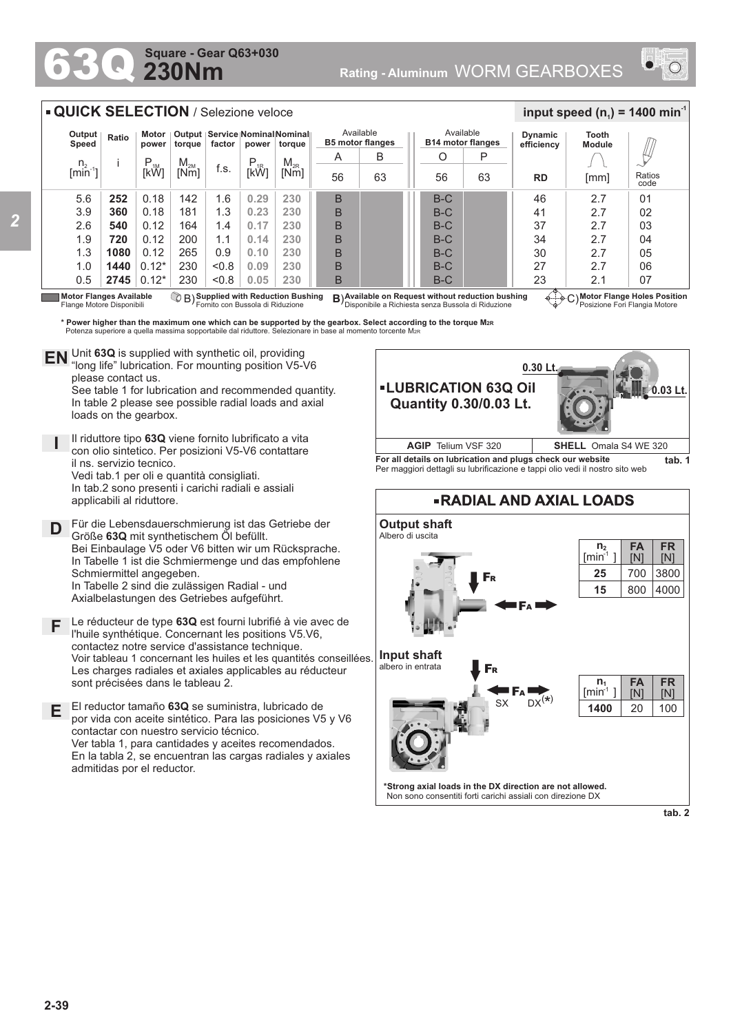# 63Q Square - Gear Q63+030 230Nm

Rating - Aluminum WORM GEARBOXES

## QUICK SELECTION / Selezione veloce

**input speed ($n_1$) = 1400 min$^{-1}$**

| Output Speed | Ratio | Motor power | Output torque | Service factor | Nominal power | Nominal torque | Available B5 motor flanges | | Available B14 motor flanges | | Dynamic efficiency | Tooth Module | |
|---|---|---|---|---|---|---|---|---|---|---|---|---|---|
| | | | | | | | A | B | O | P | | | |
| $n_2$ [min$^{-1}$] | i | $P_{1M}$ [kW] | $M_{2M}$ [Nm] | f.s. | $P_{1R}$ [kW] | $M_{2R}$ [Nm] | 56 | 63 | 56 | 63 | RD | [mm] | Ratios code |
| 5.6 | **252** | 0.18 | 142 | 1.6 | 0.29 | 230 | B | | B-C | | 46 | 2.7 | 01 |
| 3.9 | **360** | 0.18 | 181 | 1.3 | 0.23 | 230 | B | | B-C | | 41 | 2.7 | 02 |
| 2.6 | **540** | 0.12 | 164 | 1.4 | 0.17 | 230 | B | | B-C | | 37 | 2.7 | 03 |
| 1.9 | **720** | 0.12 | 200 | 1.1 | 0.14 | 230 | B | | B-C | | 34 | 2.7 | 04 |
| 1.3 | **1080** | 0.12 | 265 | 0.9 | 0.10 | 230 | B | | B-C | | 30 | 2.7 | 05 |
| 1.0 | **1440** | 0.12* | 230 | <0.8 | 0.09 | 230 | B | | B-C | | 27 | 2.7 | 06 |
| 0.5 | **2745** | 0.12* | 230 | <0.8 | 0.05 | 230 | B | | B-C | | 23 | 2.1 | 07 |

**Motor Flanges Available** Flange Motore Disponibili — B) **Supplied with Reduction Bushing** Fornito con Bussola di Riduzione — B) **Available on Request without reduction bushing** Disponibile a Richiesta senza Bussola di Riduzione — C) **Motor Flange Holes Position** Posizione Fori Flangia Motore

**\* Power higher than the maximum one which can be supported by the gearbox. Select according to the torque $M_{2R}$**
Potenza superiore a quella massima sopportabile dal riduttore. Selezionare in base al momento torcente $M_{2R}$

**EN** Unit **63Q** is supplied with synthetic oil, providing “long life” lubrication. For mounting position V5-V6 please contact us.
See table 1 for lubrication and recommended quantity.
In table 2 please see possible radial loads and axial loads on the gearbox.

**I** Il riduttore tipo **63Q** viene fornito lubrificato a vita con olio sintetico. Per posizioni V5-V6 contattare il ns. servizio tecnico.
Vedi tab.1 per oli e quantità consigliati.
In tab.2 sono presenti i carichi radiali e assiali applicabili al riduttore.

**D** Für die Lebensdauerschmierung ist das Getriebe der Größe **63Q** mit synthetischem Öl befüllt.
Bei Einbaulage V5 oder V6 bitten wir um Rücksprache.
In Tabelle 1 ist die Schmiermenge und das empfohlene Schmiermittel angegeben.
In Tabelle 2 sind die zulässigen Radial - und Axialbelastungen des Getriebes aufgeführt.

**F** Le réducteur de type **63Q** est fourni lubrifié à vie avec de l'huile synthétique. Concernant les positions V5.V6, contactez notre service d'assistance technique.
Voir tableau 1 concernant les huiles et les quantités conseillées.
Les charges radiales et axiales applicables au réducteur sont précisées dans le tableau 2.

**E** El reductor tamaño **63Q** se suministra, lubricado de por vida con aceite sintético. Para las posiciones V5 y V6 contactar con nuestro servicio técnico.
Ver tabla 1, para cantidades y aceites recomendados.
En la tabla 2, se encuentran las cargas radiales y axiales admitidas por el reductor.

### LUBRICATION 63Q Oil Quantity 0.30/0.03 Lt.

0.30 Lt. — 0.03 Lt.

| AGIP Telium VSF 320 | SHELL Omala S4 WE 320 |
|---|---|

**For all details on lubrication and plugs check our website**
Per maggiori dettagli su lubrificazione e tappi olio vedi il nostro sito web

tab. 1

### RADIAL AND AXIAL LOADS

**Output shaft**
Albero di uscita

| $n_2$ [min$^{-1}$] | FA [N] | FR [N] |
|---|---|---|
| **25** | 700 | 3800 |
| **15** | 800 | 4000 |

**Input shaft**
albero in entrata

SX — DX(*)

| $n_1$ [min$^{-1}$] | FA [N] | FR [N] |
|---|---|---|
| **1400** | 20 | 100 |

**\*Strong axial loads in the DX direction are not allowed.**
Non sono consentiti forti carichi assiali con direzione DX

tab. 2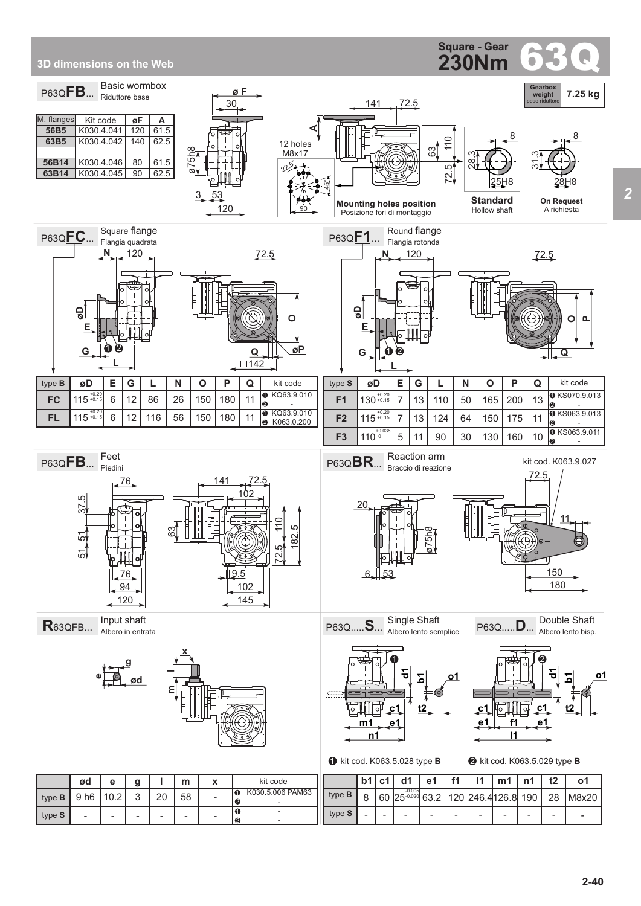3D dimensions on the Web

# Square - Gear 230Nm 63Q

Gearbox weight / peso riduttore: **7.25 kg**

## P63Q**FB**... Basic wormbox
Riduttore base

| M. flanges | Kit code | øF | A |
|---|---|---|---|
| **56B5** | K030.4.041 | 120 | 61.5 |
| **63B5** | K030.4.042 | 140 | 62.5 |
| | | | |
| **56B14** | K030.4.046 | 80 | 61.5 |
| **63B14** | K030.4.045 | 90 | 62.5 |

ø F
30
ø75h8
3
53
120

141
72.5
A
12 holes M8x17
22.5°
45°
90
63
110
72.5

**Mounting holes position**
Posizione fori di montaggio

8
28.3
25H8
**Standard**
Hollow shaft

8
31.3
28H8
**On Request**
A richiesta

## P63Q**FC**... Square flange
Flangia quadrata

N 120 72.5
øD
E
G
L
O
øP
Q
□142

| type **B** | øD | E | G | L | N | O | P | Q | kit code |
|---|---|---|---|---|---|---|---|---|---|
| **FC** | 115 $^{+0.20}_{+0.15}$ | 6 | 12 | 86 | 26 | 150 | 180 | 11 | ❶ KQ63.9.010 ❷ - |
| **FL** | 115 $^{+0.20}_{+0.15}$ | 6 | 12 | 116 | 56 | 150 | 180 | 11 | ❶ KQ63.9.010 ❷ K063.0.200 |

## P63Q**F1**... Round flange
Flangia rotonda

N 120 72.5
øD
E
G
L
O
P
Q

| type **S** | øD | E | G | L | N | O | P | Q | kit code |
|---|---|---|---|---|---|---|---|---|---|
| **F1** | 130 $^{+0.20}_{+0.15}$ | 7 | 13 | 110 | 50 | 165 | 200 | 13 | ❶ KS070.9.013 ❷ - |
| **F2** | 115 $^{+0.20}_{+0.15}$ | 7 | 13 | 124 | 64 | 150 | 175 | 11 | ❶ KS063.9.013 ❷ - |
| **F3** | 110 $^{+0.035}_{0}$ | 5 | 11 | 90 | 30 | 130 | 160 | 10 | ❶ KS063.9.011 ❷ - |

## P63Q**FB**... Feet
Piedini

76
37.5
51
51
63
76
94
120
141
72.5
102
110
182.5
72.5
9.5
102
145

## P63Q**BR**... Reaction arm
Braccio di reazione

kit cod. K063.9.027

20
ø75h8
6
53
72.5
11
150
180

## **R**63QFB... Input shaft
Albero in entrata

x
g
e
ød
l
m

| | ød | e | g | l | m | x | kit code |
|---|---|---|---|---|---|---|---|
| type **B** | 9 h6 | 10.2 | 3 | 20 | 58 | - | ❶ K030.5.006 PAM63 ❷ - |
| type **S** | - | - | - | - | - | - | ❶ - ❷ - |

## P63Q.....**S**... Single Shaft
Albero lento semplice

## P63Q.....**D**... Double Shaft
Albero lento bisp.

❶ kit cod. K063.5.028 type **B**

❷ kit cod. K063.5.029 type **B**

| | b1 | c1 | d1 | e1 | f1 | l1 | m1 | n1 | t2 | o1 |
|---|---|---|---|---|---|---|---|---|---|---|
| type **B** | 8 | 60 | 25 $^{-0.005}_{-0.020}$ | 63.2 | 120 | 246.4 | 126.8 | 190 | 28 | M8x20 |
| type **S** | - | - | - | - | - | - | - | - | - | - |